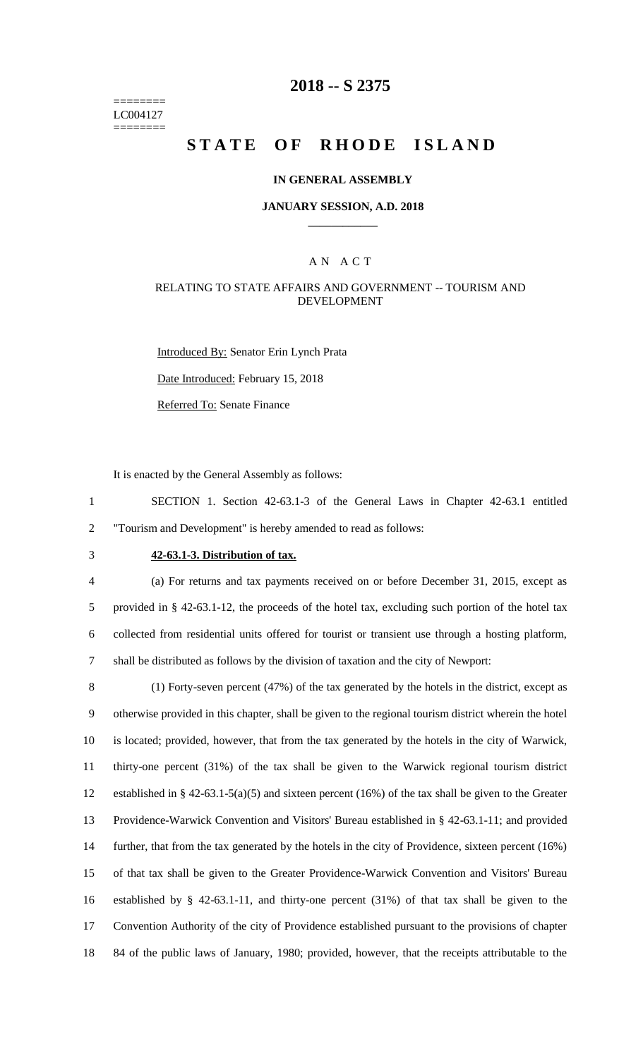========
LC004127
========

# 2018 -- S 2375

# STATE OF RHODE ISLAND

### IN GENERAL ASSEMBLY

### JANUARY SESSION, A.D. 2018

## A N A C T

### RELATING TO STATE AFFAIRS AND GOVERNMENT -- TOURISM AND DEVELOPMENT

Introduced By: Senator Erin Lynch Prata

Date Introduced: February 15, 2018

Referred To: Senate Finance

It is enacted by the General Assembly as follows:

1 SECTION 1. Section 42-63.1-3 of the General Laws in Chapter 42-63.1 entitled
2 "Tourism and Development" is hereby amended to read as follows:

3 **42-63.1-3. Distribution of tax.**

4 (a) For returns and tax payments received on or before December 31, 2015, except as
5 provided in § 42-63.1-12, the proceeds of the hotel tax, excluding such portion of the hotel tax
6 collected from residential units offered for tourist or transient use through a hosting platform,
7 shall be distributed as follows by the division of taxation and the city of Newport:

8 (1) Forty-seven percent (47%) of the tax generated by the hotels in the district, except as
9 otherwise provided in this chapter, shall be given to the regional tourism district wherein the hotel
10 is located; provided, however, that from the tax generated by the hotels in the city of Warwick,
11 thirty-one percent (31%) of the tax shall be given to the Warwick regional tourism district
12 established in § 42-63.1-5(a)(5) and sixteen percent (16%) of the tax shall be given to the Greater
13 Providence-Warwick Convention and Visitors' Bureau established in § 42-63.1-11; and provided
14 further, that from the tax generated by the hotels in the city of Providence, sixteen percent (16%)
15 of that tax shall be given to the Greater Providence-Warwick Convention and Visitors' Bureau
16 established by § 42-63.1-11, and thirty-one percent (31%) of that tax shall be given to the
17 Convention Authority of the city of Providence established pursuant to the provisions of chapter
18 84 of the public laws of January, 1980; provided, however, that the receipts attributable to the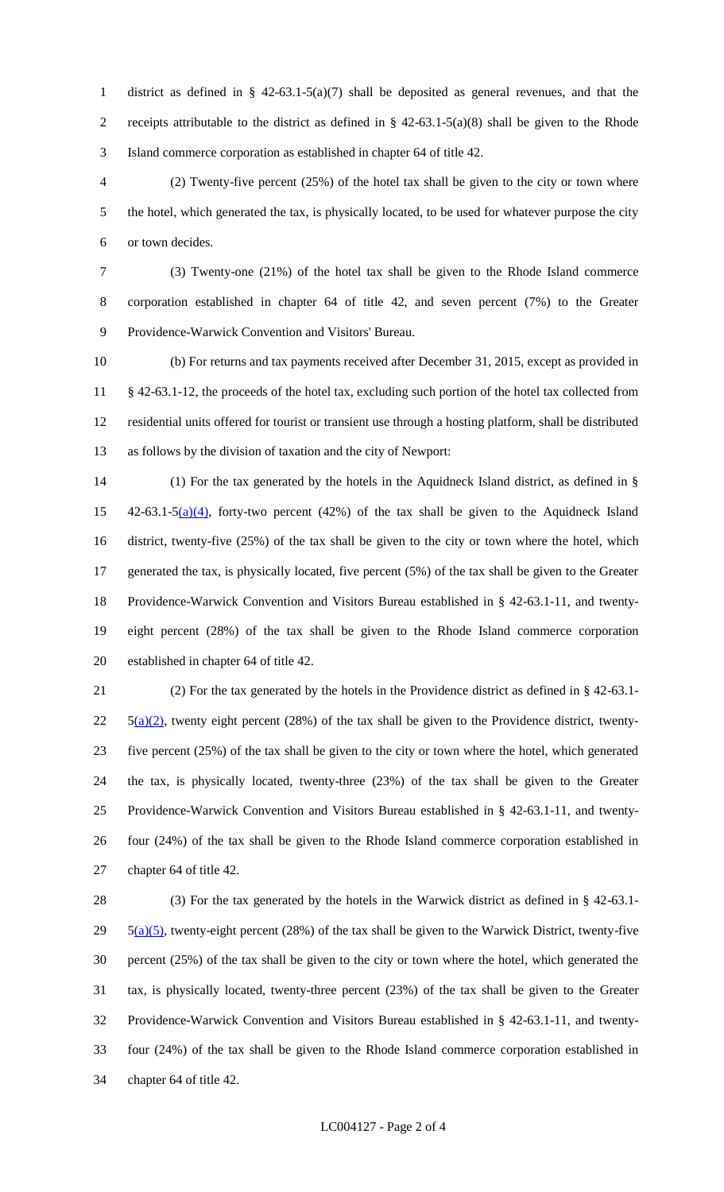district as defined in § 42-63.1-5(a)(7) shall be deposited as general revenues, and that the receipts attributable to the district as defined in § 42-63.1-5(a)(8) shall be given to the Rhode Island commerce corporation as established in chapter 64 of title 42.

(2) Twenty-five percent (25%) of the hotel tax shall be given to the city or town where the hotel, which generated the tax, is physically located, to be used for whatever purpose the city or town decides.

(3) Twenty-one (21%) of the hotel tax shall be given to the Rhode Island commerce corporation established in chapter 64 of title 42, and seven percent (7%) to the Greater Providence-Warwick Convention and Visitors' Bureau.

(b) For returns and tax payments received after December 31, 2015, except as provided in § 42-63.1-12, the proceeds of the hotel tax, excluding such portion of the hotel tax collected from residential units offered for tourist or transient use through a hosting platform, shall be distributed as follows by the division of taxation and the city of Newport:

(1) For the tax generated by the hotels in the Aquidneck Island district, as defined in § 42-63.1-5(a)(4), forty-two percent (42%) of the tax shall be given to the Aquidneck Island district, twenty-five (25%) of the tax shall be given to the city or town where the hotel, which generated the tax, is physically located, five percent (5%) of the tax shall be given to the Greater Providence-Warwick Convention and Visitors Bureau established in § 42-63.1-11, and twenty-eight percent (28%) of the tax shall be given to the Rhode Island commerce corporation established in chapter 64 of title 42.

(2) For the tax generated by the hotels in the Providence district as defined in § 42-63.1-5(a)(2), twenty eight percent (28%) of the tax shall be given to the Providence district, twenty-five percent (25%) of the tax shall be given to the city or town where the hotel, which generated the tax, is physically located, twenty-three (23%) of the tax shall be given to the Greater Providence-Warwick Convention and Visitors Bureau established in § 42-63.1-11, and twenty-four (24%) of the tax shall be given to the Rhode Island commerce corporation established in chapter 64 of title 42.

(3) For the tax generated by the hotels in the Warwick district as defined in § 42-63.1-5(a)(5), twenty-eight percent (28%) of the tax shall be given to the Warwick District, twenty-five percent (25%) of the tax shall be given to the city or town where the hotel, which generated the tax, is physically located, twenty-three percent (23%) of the tax shall be given to the Greater Providence-Warwick Convention and Visitors Bureau established in § 42-63.1-11, and twenty-four (24%) of the tax shall be given to the Rhode Island commerce corporation established in chapter 64 of title 42.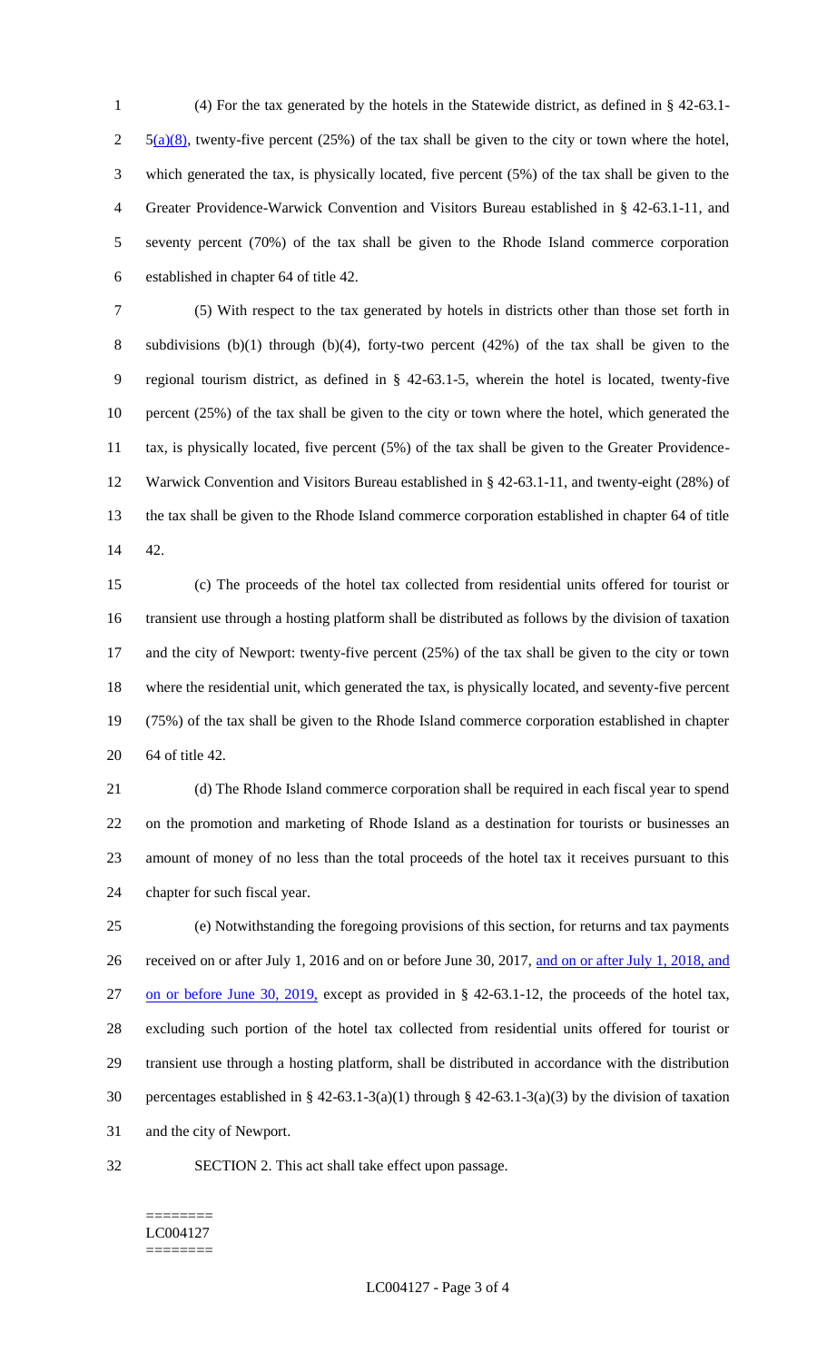(4) For the tax generated by the hotels in the Statewide district, as defined in § 42-63.1-5(a)(8), twenty-five percent (25%) of the tax shall be given to the city or town where the hotel, which generated the tax, is physically located, five percent (5%) of the tax shall be given to the Greater Providence-Warwick Convention and Visitors Bureau established in § 42-63.1-11, and seventy percent (70%) of the tax shall be given to the Rhode Island commerce corporation established in chapter 64 of title 42.

(5) With respect to the tax generated by hotels in districts other than those set forth in subdivisions (b)(1) through (b)(4), forty-two percent (42%) of the tax shall be given to the regional tourism district, as defined in § 42-63.1-5, wherein the hotel is located, twenty-five percent (25%) of the tax shall be given to the city or town where the hotel, which generated the tax, is physically located, five percent (5%) of the tax shall be given to the Greater Providence-Warwick Convention and Visitors Bureau established in § 42-63.1-11, and twenty-eight (28%) of the tax shall be given to the Rhode Island commerce corporation established in chapter 64 of title 42.

(c) The proceeds of the hotel tax collected from residential units offered for tourist or transient use through a hosting platform shall be distributed as follows by the division of taxation and the city of Newport: twenty-five percent (25%) of the tax shall be given to the city or town where the residential unit, which generated the tax, is physically located, and seventy-five percent (75%) of the tax shall be given to the Rhode Island commerce corporation established in chapter 64 of title 42.

(d) The Rhode Island commerce corporation shall be required in each fiscal year to spend on the promotion and marketing of Rhode Island as a destination for tourists or businesses an amount of money of no less than the total proceeds of the hotel tax it receives pursuant to this chapter for such fiscal year.

(e) Notwithstanding the foregoing provisions of this section, for returns and tax payments received on or after July 1, 2016 and on or before June 30, 2017, and on or after July 1, 2018, and on or before June 30, 2019, except as provided in § 42-63.1-12, the proceeds of the hotel tax, excluding such portion of the hotel tax collected from residential units offered for tourist or transient use through a hosting platform, shall be distributed in accordance with the distribution percentages established in § 42-63.1-3(a)(1) through § 42-63.1-3(a)(3) by the division of taxation and the city of Newport.

SECTION 2. This act shall take effect upon passage.

========
LC004127
========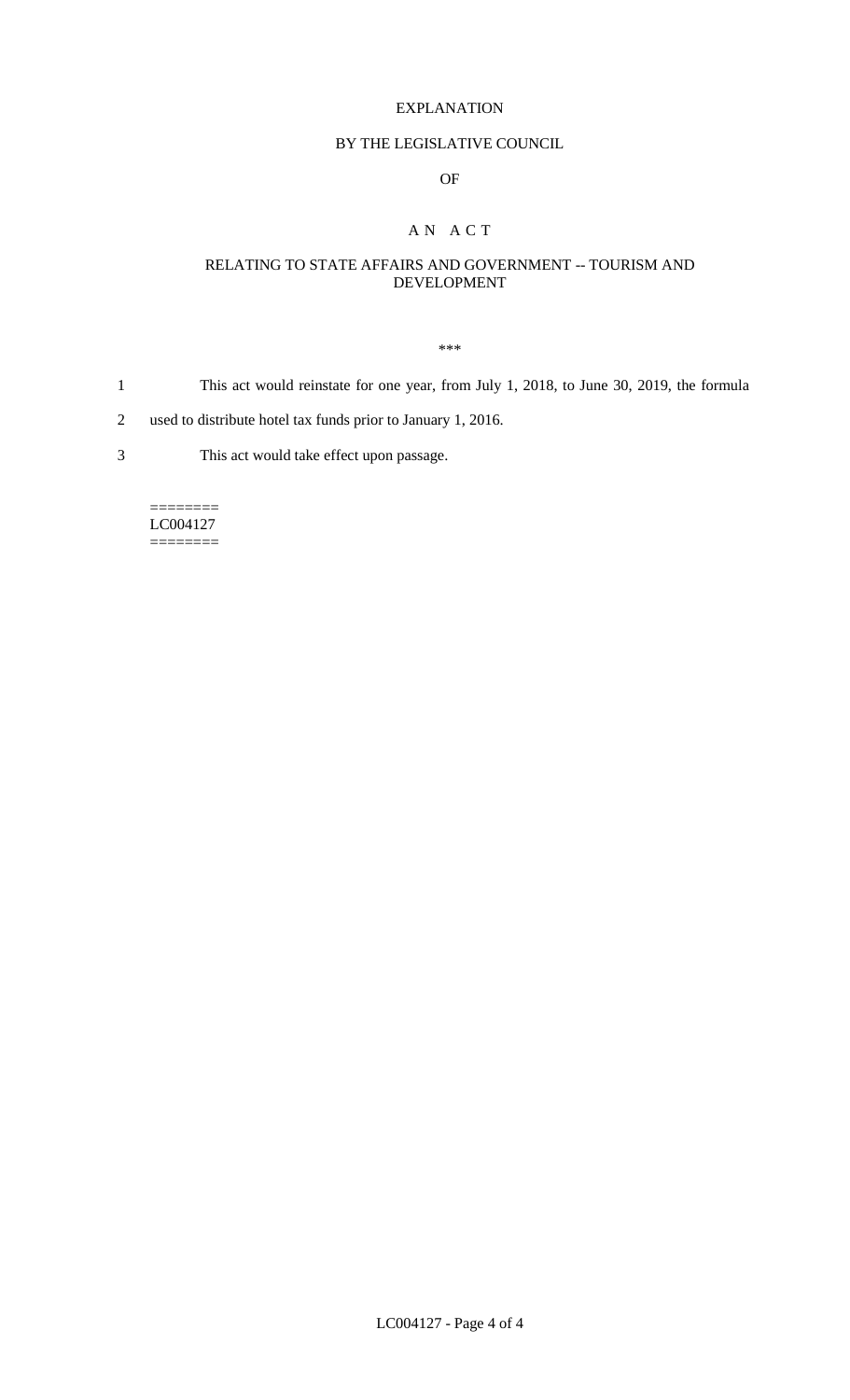EXPLANATION

BY THE LEGISLATIVE COUNCIL

OF

A N A C T

RELATING TO STATE AFFAIRS AND GOVERNMENT -- TOURISM AND DEVELOPMENT

\*\*\*

1 This act would reinstate for one year, from July 1, 2018, to June 30, 2019, the formula

2 used to distribute hotel tax funds prior to January 1, 2016.

3 This act would take effect upon passage.

========
LC004127
========